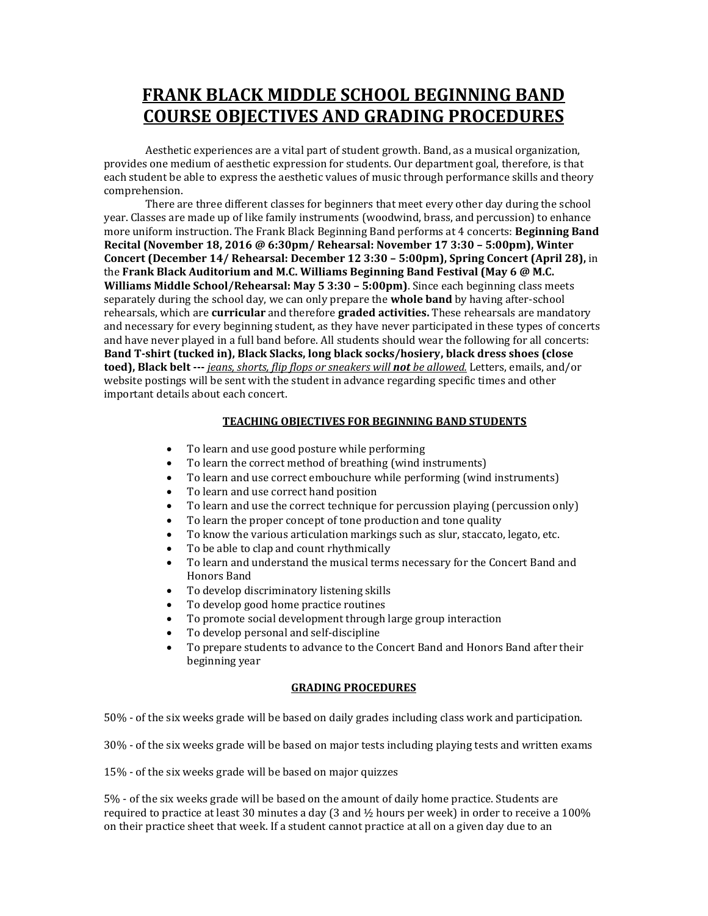# FRANK BLACK MIDDLE SCHOOL BEGINNING BAND COURSE OBJECTIVES AND GRADING PROCEDURES

Aesthetic experiences are a vital part of student growth. Band, as a musical organization, provides one medium of aesthetic expression for students. Our department goal, therefore, is that each student be able to express the aesthetic values of music through performance skills and theory comprehension.

There are three different classes for beginners that meet every other day during the school year. Classes are made up of like family instruments (woodwind, brass, and percussion) to enhance more uniform instruction. The Frank Black Beginning Band performs at 4 concerts: **Beginning Band Recital (November 18, 2016 @ 6:30pm/ Rehearsal: November 17 3:30 – 5:00pm), Winter Concert (December 14/ Rehearsal: December 12 3:30 – 5:00pm), Spring Concert (April 28),** in the **Frank Black Auditorium and M.C. Williams Beginning Band Festival (May 6 @ M.C. Williams Middle School/Rehearsal: May 5 3:30 – 5:00pm)**. Since each beginning class meets separately during the school day, we can only prepare the **whole band** by having after-school rehearsals, which are **curricular** and therefore **graded activities.** These rehearsals are mandatory and necessary for every beginning student, as they have never participated in these types of concerts and have never played in a full band before. All students should wear the following for all concerts: **Band T-shirt (tucked in), Black Slacks, long black socks/hosiery, black dress shoes (close toed), Black belt ---** *jeans, shorts, flip flops or sneakers will **not** be allowed.* Letters, emails, and/or website postings will be sent with the student in advance regarding specific times and other important details about each concert.

### TEACHING OBJECTIVES FOR BEGINNING BAND STUDENTS

- To learn and use good posture while performing
- To learn the correct method of breathing (wind instruments)
- To learn and use correct embouchure while performing (wind instruments)
- To learn and use correct hand position
- To learn and use the correct technique for percussion playing (percussion only)
- To learn the proper concept of tone production and tone quality
- To know the various articulation markings such as slur, staccato, legato, etc.
- To be able to clap and count rhythmically
- To learn and understand the musical terms necessary for the Concert Band and Honors Band
- To develop discriminatory listening skills
- To develop good home practice routines
- To promote social development through large group interaction
- To develop personal and self-discipline
- To prepare students to advance to the Concert Band and Honors Band after their beginning year

### GRADING PROCEDURES

50% - of the six weeks grade will be based on daily grades including class work and participation.

30% - of the six weeks grade will be based on major tests including playing tests and written exams

15% - of the six weeks grade will be based on major quizzes

5% - of the six weeks grade will be based on the amount of daily home practice. Students are required to practice at least 30 minutes a day (3 and ½ hours per week) in order to receive a 100% on their practice sheet that week. If a student cannot practice at all on a given day due to an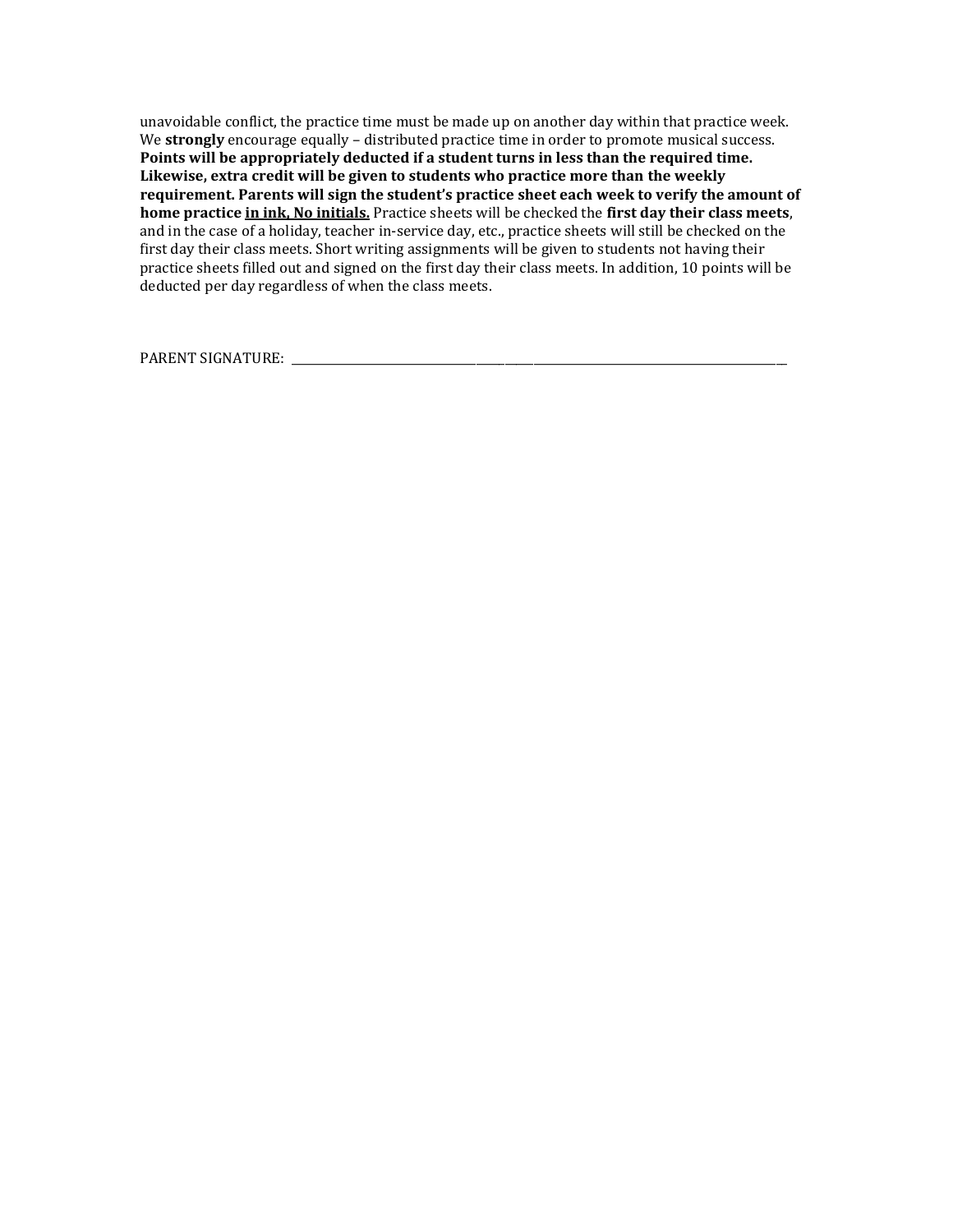unavoidable conflict, the practice time must be made up on another day within that practice week. We **strongly** encourage equally – distributed practice time in order to promote musical success. **Points will be appropriately deducted if a student turns in less than the required time. Likewise, extra credit will be given to students who practice more than the weekly requirement. Parents will sign the student's practice sheet each week to verify the amount of home practice <u>in ink, No initials.</u>** Practice sheets will be checked the **first day their class meets**, and in the case of a holiday, teacher in-service day, etc., practice sheets will still be checked on the first day their class meets. Short writing assignments will be given to students not having their practice sheets filled out and signed on the first day their class meets. In addition, 10 points will be deducted per day regardless of when the class meets.

PARENT SIGNATURE: ____________________________________________________________________________